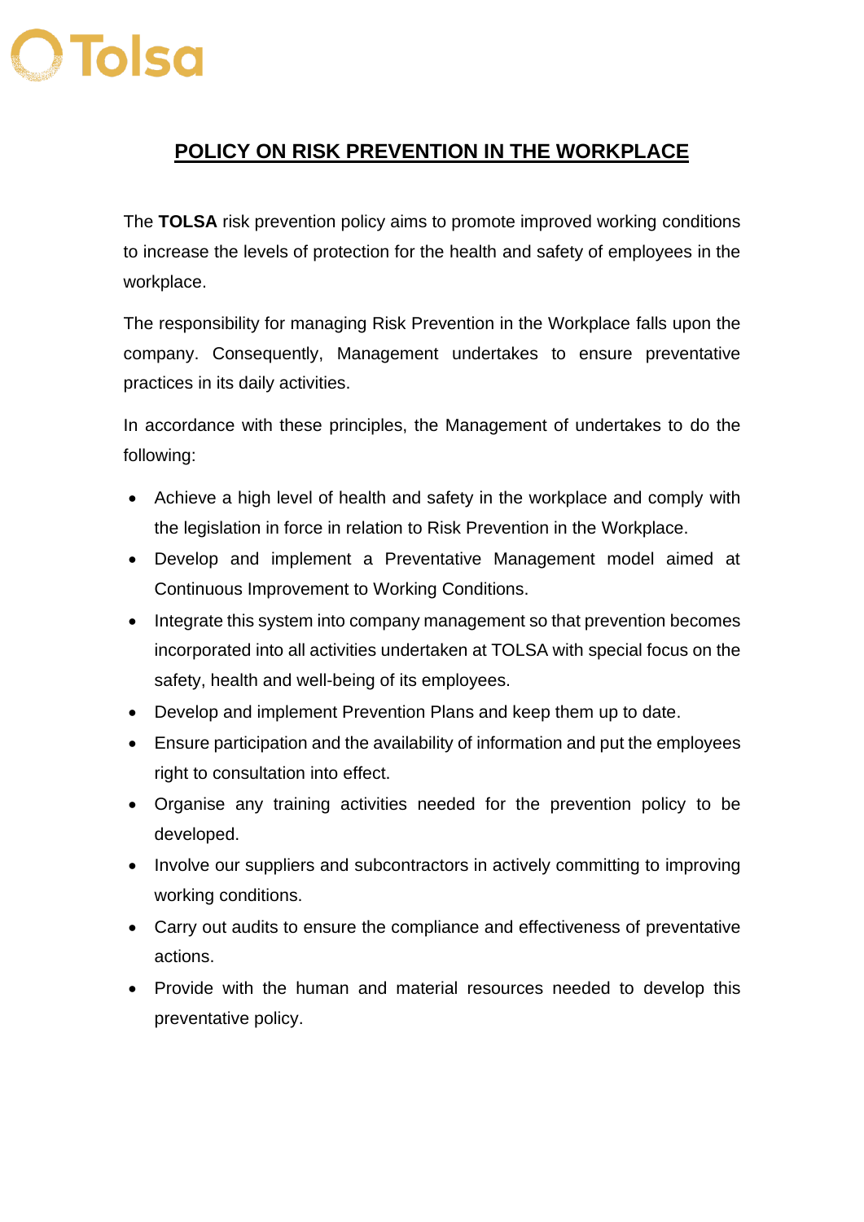Tolsa

# POLICY ON RISK PREVENTION IN THE WORKPLACE

The **TOLSA** risk prevention policy aims to promote improved working conditions to increase the levels of protection for the health and safety of employees in the workplace.

The responsibility for managing Risk Prevention in the Workplace falls upon the company. Consequently, Management undertakes to ensure preventative practices in its daily activities.

In accordance with these principles, the Management of undertakes to do the following:

- Achieve a high level of health and safety in the workplace and comply with the legislation in force in relation to Risk Prevention in the Workplace.
- Develop and implement a Preventative Management model aimed at Continuous Improvement to Working Conditions.
- Integrate this system into company management so that prevention becomes incorporated into all activities undertaken at TOLSA with special focus on the safety, health and well-being of its employees.
- Develop and implement Prevention Plans and keep them up to date.
- Ensure participation and the availability of information and put the employees right to consultation into effect.
- Organise any training activities needed for the prevention policy to be developed.
- Involve our suppliers and subcontractors in actively committing to improving working conditions.
- Carry out audits to ensure the compliance and effectiveness of preventative actions.
- Provide with the human and material resources needed to develop this preventative policy.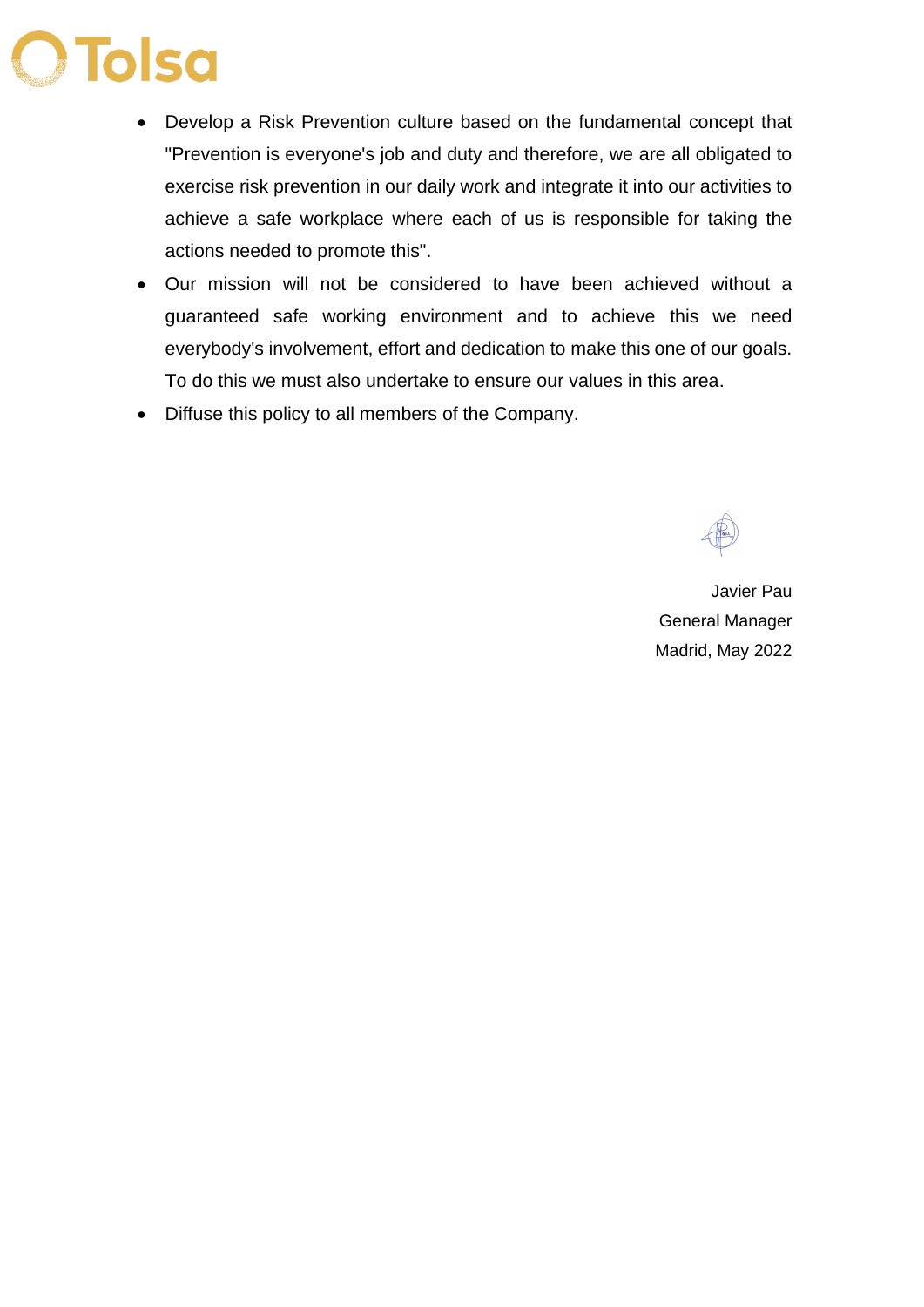- Develop a Risk Prevention culture based on the fundamental concept that "Prevention is everyone's job and duty and therefore, we are all obligated to exercise risk prevention in our daily work and integrate it into our activities to achieve a safe workplace where each of us is responsible for taking the actions needed to promote this".
- Our mission will not be considered to have been achieved without a guaranteed safe working environment and to achieve this we need everybody's involvement, effort and dedication to make this one of our goals. To do this we must also undertake to ensure our values in this area.
- Diffuse this policy to all members of the Company.

Javier Pau
General Manager
Madrid, May 2022